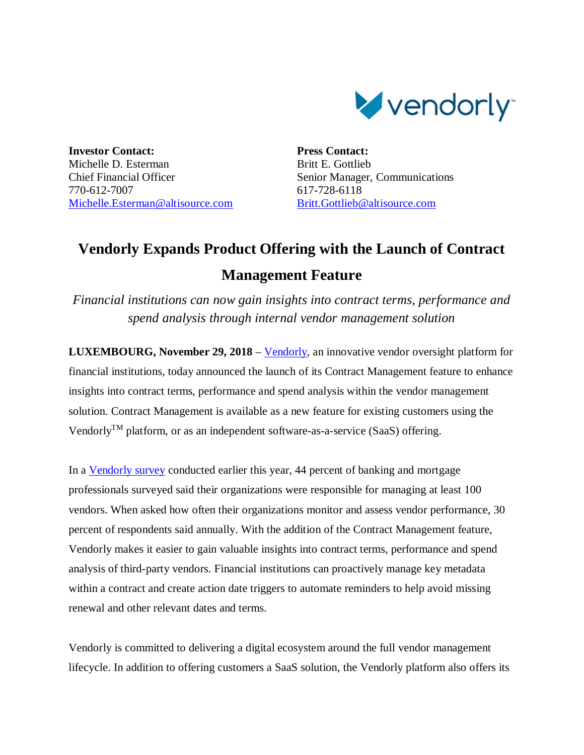**Investor Contact:**
Michelle D. Esterman
Chief Financial Officer
770-612-7007
[Michelle.Esterman@altisource.com](mailto:Michelle.Esterman@altisource.com)

**Press Contact:**
Britt E. Gottlieb
Senior Manager, Communications
617-728-6118
[Britt.Gottlieb@altisource.com](mailto:Britt.Gottlieb@altisource.com)

# Vendorly Expands Product Offering with the Launch of Contract Management Feature

*Financial institutions can now gain insights into contract terms, performance and spend analysis through internal vendor management solution*

**LUXEMBOURG, November 29, 2018** – Vendorly, an innovative vendor oversight platform for financial institutions, today announced the launch of its Contract Management feature to enhance insights into contract terms, performance and spend analysis within the vendor management solution. Contract Management is available as a new feature for existing customers using the Vendorly™ platform, or as an independent software-as-a-service (SaaS) offering.

In a Vendorly survey conducted earlier this year, 44 percent of banking and mortgage professionals surveyed said their organizations were responsible for managing at least 100 vendors. When asked how often their organizations monitor and assess vendor performance, 30 percent of respondents said annually. With the addition of the Contract Management feature, Vendorly makes it easier to gain valuable insights into contract terms, performance and spend analysis of third-party vendors. Financial institutions can proactively manage key metadata within a contract and create action date triggers to automate reminders to help avoid missing renewal and other relevant dates and terms.

Vendorly is committed to delivering a digital ecosystem around the full vendor management lifecycle. In addition to offering customers a SaaS solution, the Vendorly platform also offers its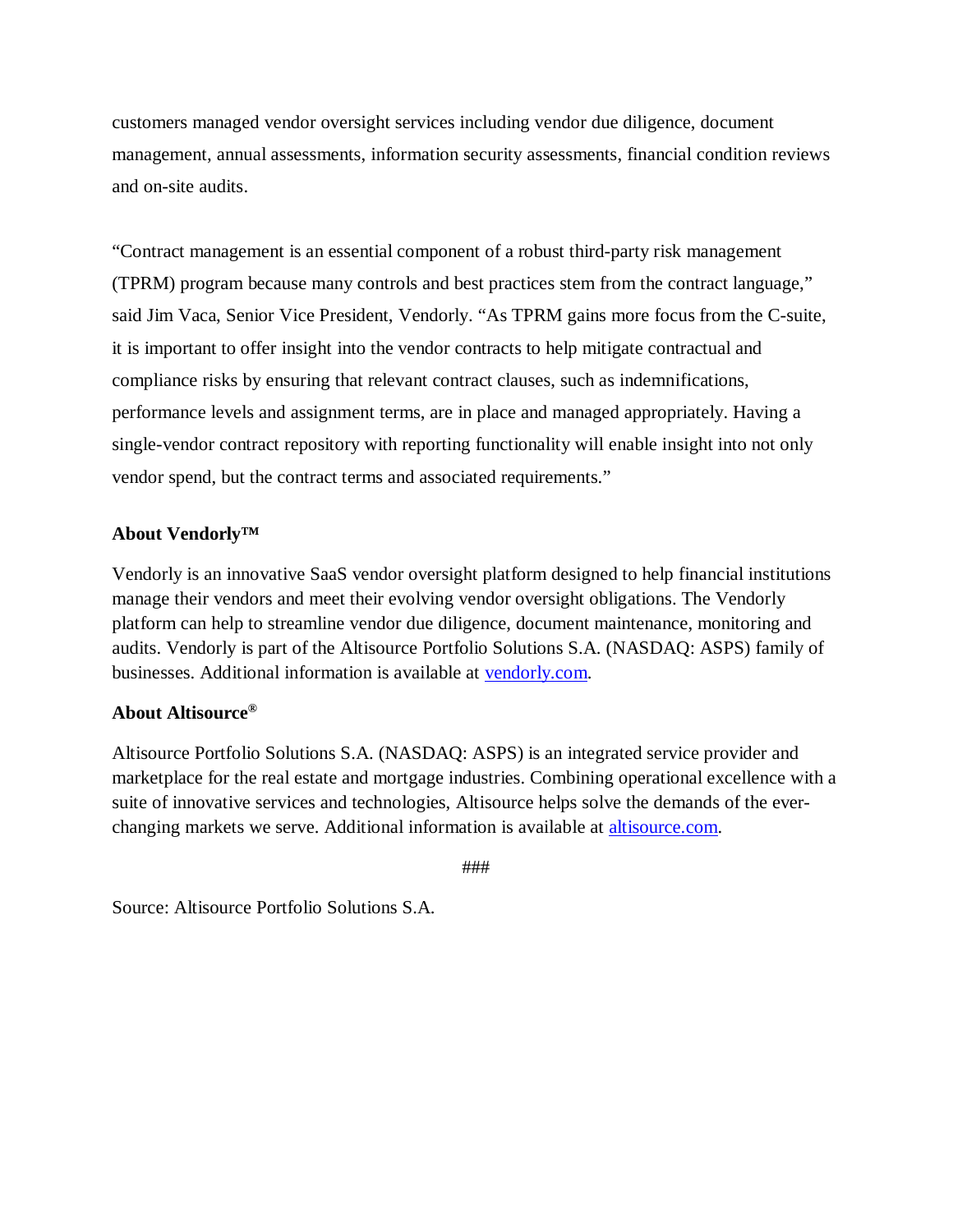customers managed vendor oversight services including vendor due diligence, document management, annual assessments, information security assessments, financial condition reviews and on-site audits.

"Contract management is an essential component of a robust third-party risk management (TPRM) program because many controls and best practices stem from the contract language," said Jim Vaca, Senior Vice President, Vendorly. "As TPRM gains more focus from the C-suite, it is important to offer insight into the vendor contracts to help mitigate contractual and compliance risks by ensuring that relevant contract clauses, such as indemnifications, performance levels and assignment terms, are in place and managed appropriately. Having a single-vendor contract repository with reporting functionality will enable insight into not only vendor spend, but the contract terms and associated requirements."

**About Vendorly™**

Vendorly is an innovative SaaS vendor oversight platform designed to help financial institutions manage their vendors and meet their evolving vendor oversight obligations. The Vendorly platform can help to streamline vendor due diligence, document maintenance, monitoring and audits. Vendorly is part of the Altisource Portfolio Solutions S.A. (NASDAQ: ASPS) family of businesses. Additional information is available at [vendorly.com](vendorly.com).

**About Altisource®**

Altisource Portfolio Solutions S.A. (NASDAQ: ASPS) is an integrated service provider and marketplace for the real estate and mortgage industries. Combining operational excellence with a suite of innovative services and technologies, Altisource helps solve the demands of the ever-changing markets we serve. Additional information is available at [altisource.com](altisource.com).

###

Source: Altisource Portfolio Solutions S.A.